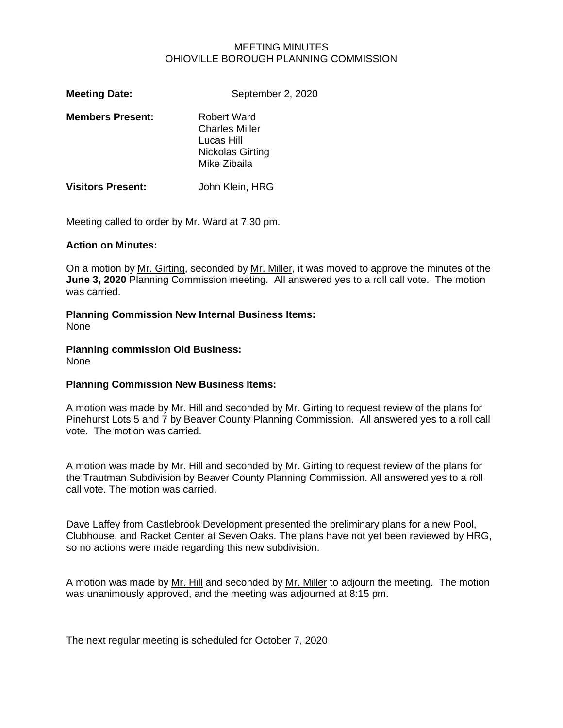# MEETING MINUTES
## OHIOVILLE BOROUGH PLANNING COMMISSION

**Meeting Date:** September 2, 2020

**Members Present:** Robert Ward
Charles Miller
Lucas Hill
Nickolas Girting
Mike Zibaila

**Visitors Present:** John Klein, HRG

Meeting called to order by Mr. Ward at 7:30 pm.

**Action on Minutes:**

On a motion by Mr. Girting, seconded by Mr. Miller, it was moved to approve the minutes of the **June 3, 2020** Planning Commission meeting. All answered yes to a roll call vote. The motion was carried.

**Planning Commission New Internal Business Items:**
None

**Planning commission Old Business:**
None

**Planning Commission New Business Items:**

A motion was made by Mr. Hill and seconded by Mr. Girting to request review of the plans for Pinehurst Lots 5 and 7 by Beaver County Planning Commission. All answered yes to a roll call vote. The motion was carried.

A motion was made by Mr. Hill and seconded by Mr. Girting to request review of the plans for the Trautman Subdivision by Beaver County Planning Commission. All answered yes to a roll call vote. The motion was carried.

Dave Laffey from Castlebrook Development presented the preliminary plans for a new Pool, Clubhouse, and Racket Center at Seven Oaks. The plans have not yet been reviewed by HRG, so no actions were made regarding this new subdivision.

A motion was made by Mr. Hill and seconded by Mr. Miller to adjourn the meeting. The motion was unanimously approved, and the meeting was adjourned at 8:15 pm.

The next regular meeting is scheduled for October 7, 2020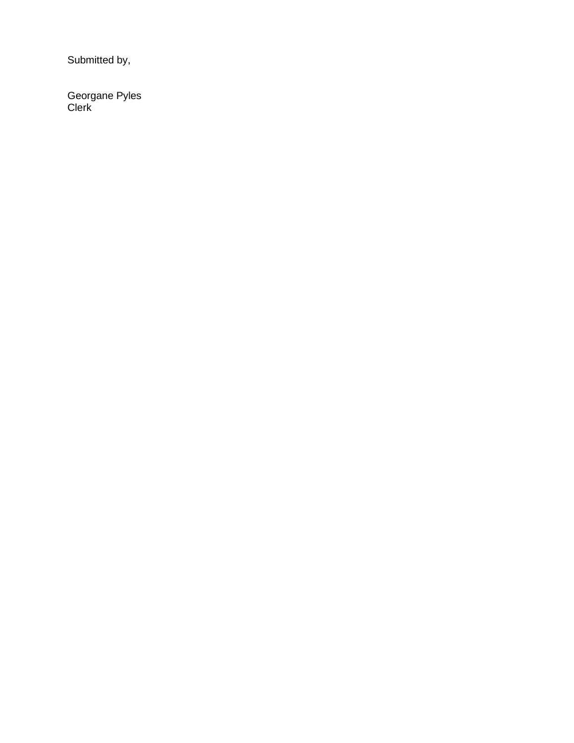Submitted by,

Georgane Pyles
Clerk